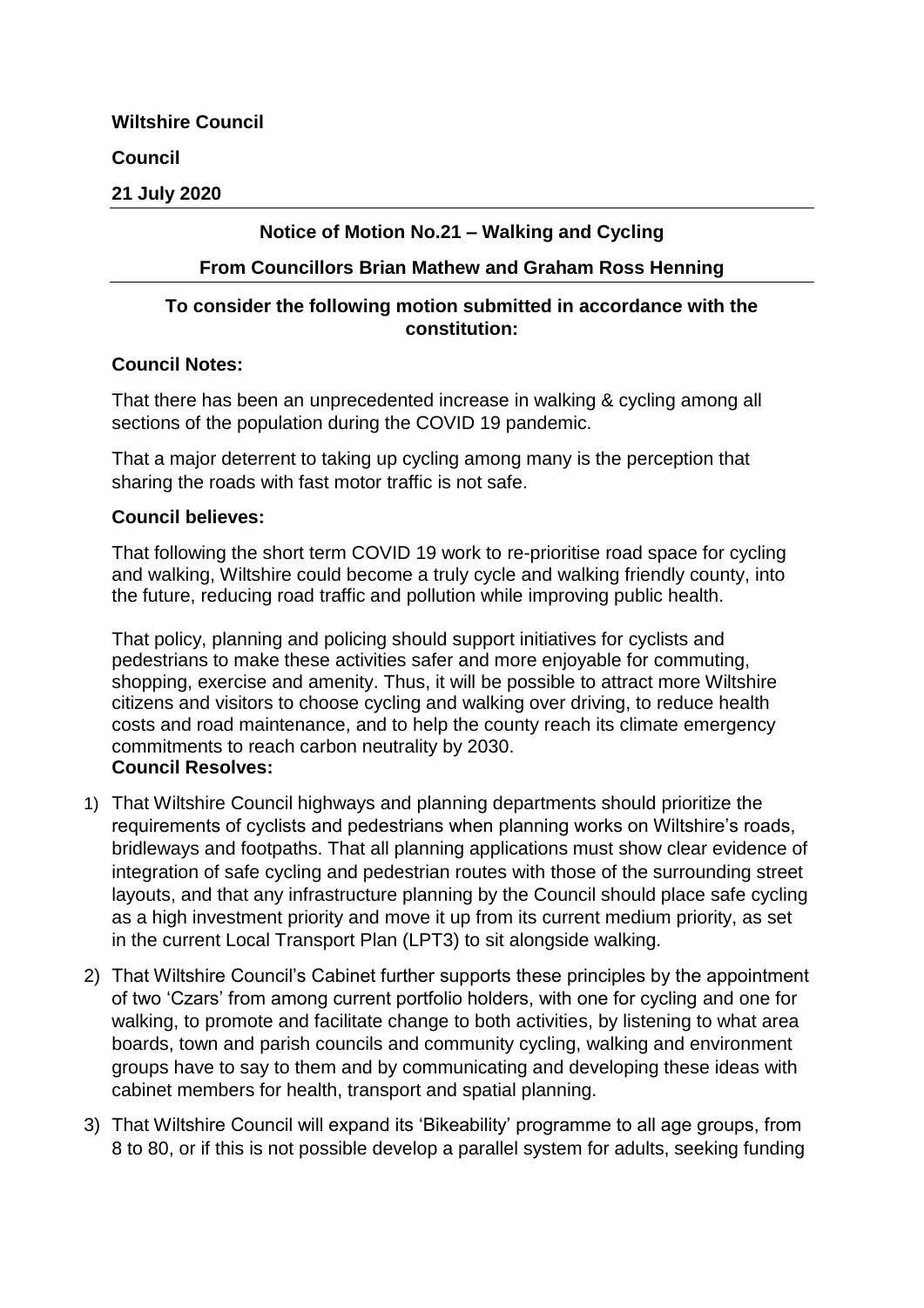**Wiltshire Council**

**Council**

**21 July 2020**

---

**Notice of Motion No.21 – Walking and Cycling**

**From Councillors Brian Mathew and Graham Ross Henning**

---

**To consider the following motion submitted in accordance with the constitution:**

**Council Notes:**

That there has been an unprecedented increase in walking & cycling among all sections of the population during the COVID 19 pandemic.

That a major deterrent to taking up cycling among many is the perception that sharing the roads with fast motor traffic is not safe.

**Council believes:**

That following the short term COVID 19 work to re-prioritise road space for cycling and walking, Wiltshire could become a truly cycle and walking friendly county, into the future, reducing road traffic and pollution while improving public health.

That policy, planning and policing should support initiatives for cyclists and pedestrians to make these activities safer and more enjoyable for commuting, shopping, exercise and amenity. Thus, it will be possible to attract more Wiltshire citizens and visitors to choose cycling and walking over driving, to reduce health costs and road maintenance, and to help the county reach its climate emergency commitments to reach carbon neutrality by 2030.

**Council Resolves:**

1) That Wiltshire Council highways and planning departments should prioritize the requirements of cyclists and pedestrians when planning works on Wiltshire's roads, bridleways and footpaths. That all planning applications must show clear evidence of integration of safe cycling and pedestrian routes with those of the surrounding street layouts, and that any infrastructure planning by the Council should place safe cycling as a high investment priority and move it up from its current medium priority, as set in the current Local Transport Plan (LPT3) to sit alongside walking.

2) That Wiltshire Council's Cabinet further supports these principles by the appointment of two 'Czars' from among current portfolio holders, with one for cycling and one for walking, to promote and facilitate change to both activities, by listening to what area boards, town and parish councils and community cycling, walking and environment groups have to say to them and by communicating and developing these ideas with cabinet members for health, transport and spatial planning.

3) That Wiltshire Council will expand its 'Bikeability' programme to all age groups, from 8 to 80, or if this is not possible develop a parallel system for adults, seeking funding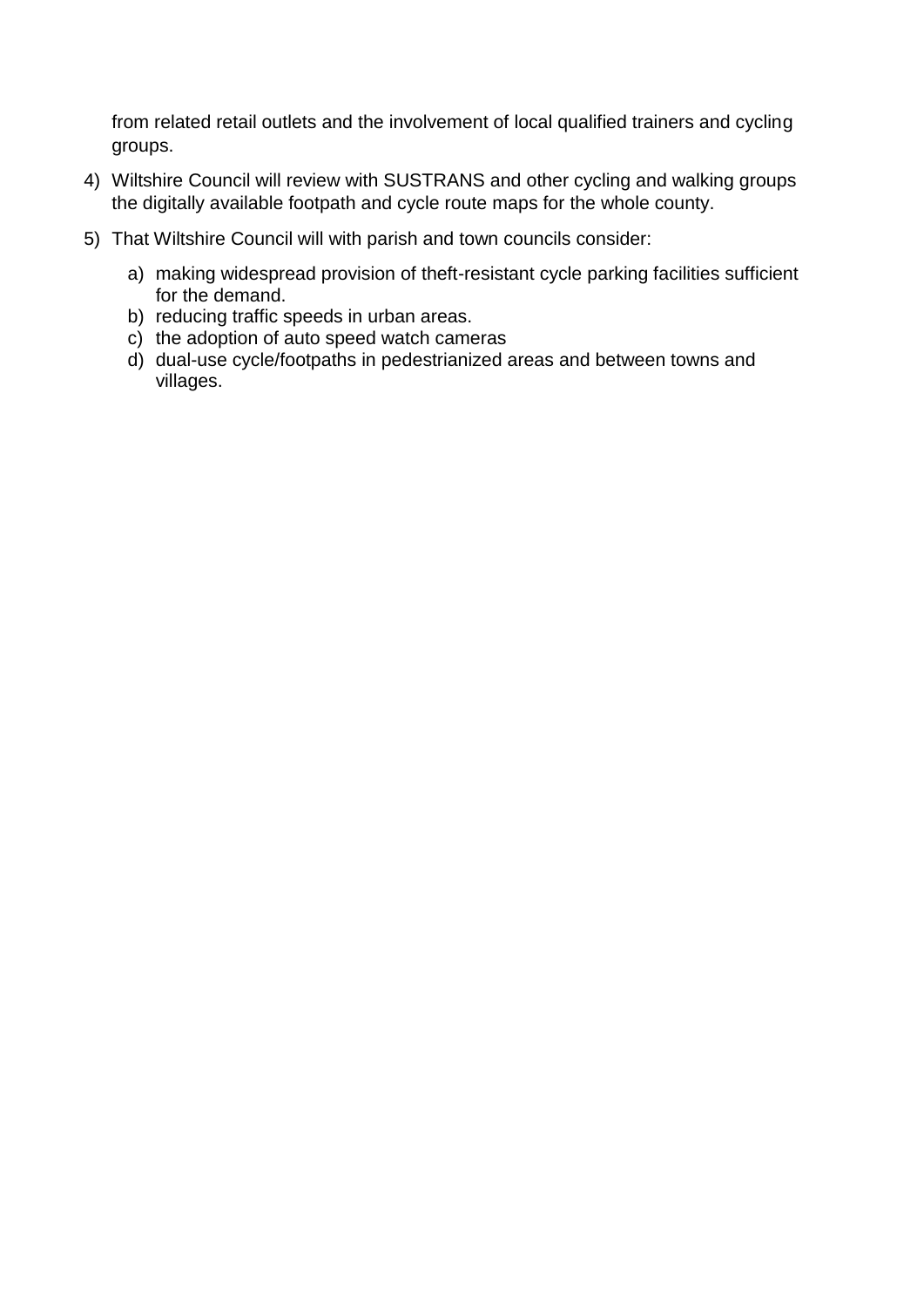from related retail outlets and the involvement of local qualified trainers and cycling groups.

4) Wiltshire Council will review with SUSTRANS and other cycling and walking groups the digitally available footpath and cycle route maps for the whole county.

5) That Wiltshire Council will with parish and town councils consider:

    a) making widespread provision of theft-resistant cycle parking facilities sufficient for the demand.
    b) reducing traffic speeds in urban areas.
    c) the adoption of auto speed watch cameras
    d) dual-use cycle/footpaths in pedestrianized areas and between towns and villages.